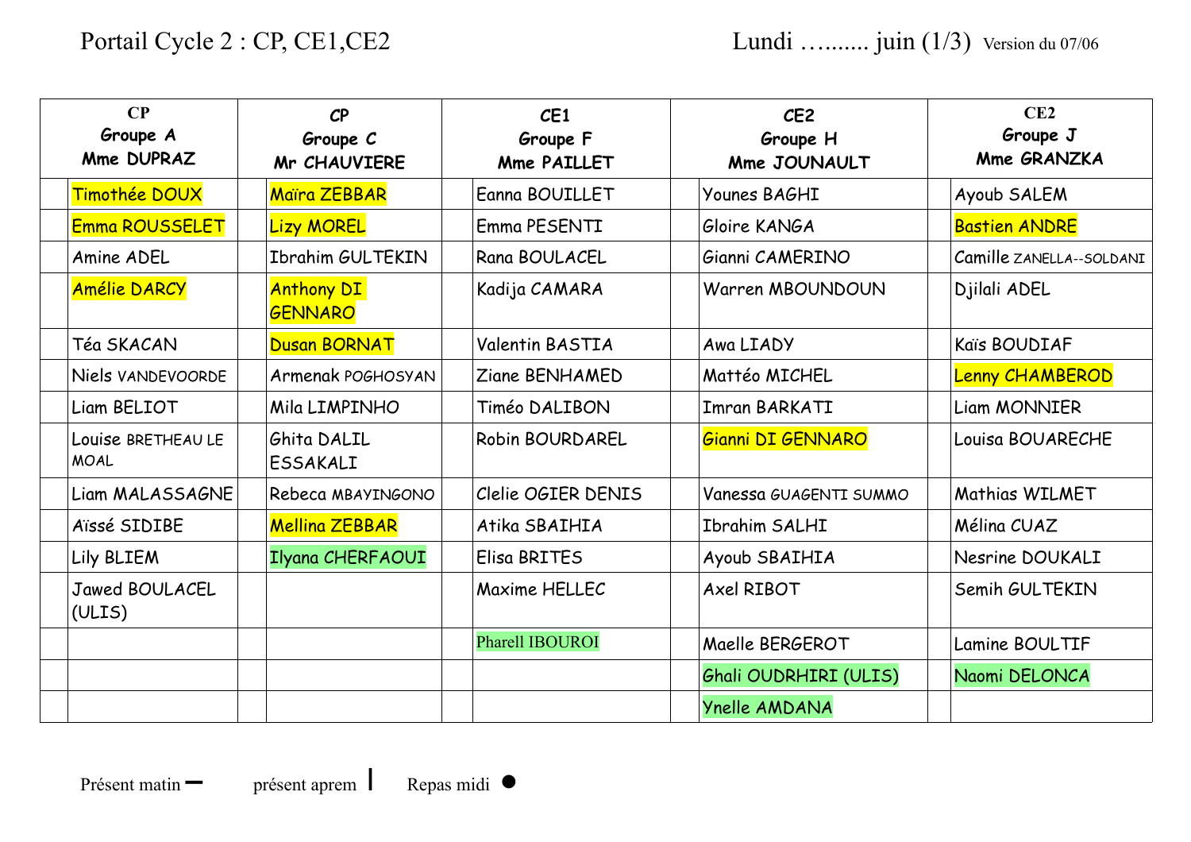Portail Cycle 2 : CP, CE1,CE2 Lundi …....... juin (1/3) Version du 07/06

| | CP Groupe A Mme DUPRAZ | | CP Groupe C Mr CHAUVIERE | | CE1 Groupe F Mme PAILLET | | CE2 Groupe H Mme JOUNAULT | | CE2 Groupe J Mme GRANZKA |
|---|---|---|---|---|---|---|---|---|---|
| | Timothée DOUX | | Maïra ZEBBAR | | Eanna BOUILLET | | Younes BAGHI | | Ayoub SALEM |
| | Emma ROUSSELET | | Lizy MOREL | | Emma PESENTI | | Gloire KANGA | | Bastien ANDRE |
| | Amine ADEL | | Ibrahim GULTEKIN | | Rana BOULACEL | | Gianni CAMERINO | | Camille ZANELLA--SOLDANI |
| | Amélie DARCY | | Anthony DI GENNARO | | Kadija CAMARA | | Warren MBOUNDOUN | | Djilali ADEL |
| | Téa SKACAN | | Dusan BORNAT | | Valentin BASTIA | | Awa LIADY | | Kaïs BOUDIAF |
| | Niels VANDEVOORDE | | Armenak POGHOSYAN | | Ziane BENHAMED | | Mattéo MICHEL | | Lenny CHAMBEROD |
| | Liam BELIOT | | Mila LIMPINHO | | Timéo DALIBON | | Imran BARKATI | | Liam MONNIER |
| | Louise BRETHEAU LE MOAL | | Ghita DALIL ESSAKALI | | Robin BOURDAREL | | Gianni DI GENNARO | | Louisa BOUARECHE |
| | Liam MALASSAGNE | | Rebeca MBAYINGONO | | Clelie OGIER DENIS | | Vanessa GUAGENTI SUMMO | | Mathias WILMET |
| | Aïssé SIDIBE | | Mellina ZEBBAR | | Atika SBAIHIA | | Ibrahim SALHI | | Mélina CUAZ |
| | Lily BLIEM | | Ilyana CHERFAOUI | | Elisa BRITES | | Ayoub SBAIHIA | | Nesrine DOUKALI |
| | Jawed BOULACEL (ULIS) | | | | Maxime HELLEC | | Axel RIBOT | | Semih GULTEKIN |
| | | | | | Pharell IBOUROI | | Maelle BERGEROT | | Lamine BOULTIF |
| | | | | | | | Ghali OUDRHIRI (ULIS) | | Naomi DELONCA |
| | | | | | | | Ynelle AMDANA | | |

Présent matin – présent aprem | Repas midi ●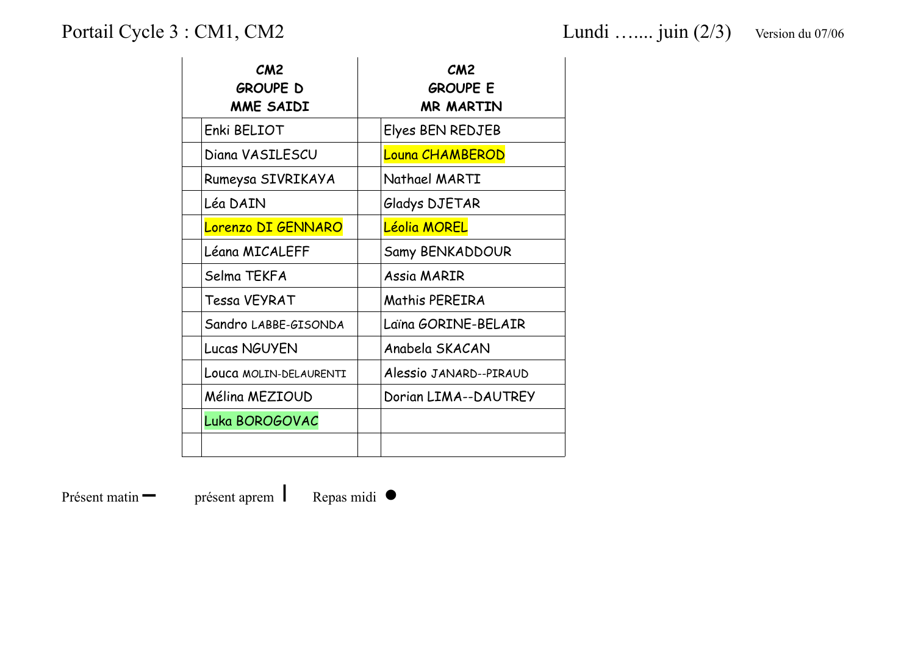Portail Cycle 3 : CM1, CM2 — Lundi ….... juin (2/3) — Version du 07/06

| | CM2<br>GROUPE D<br>MME SAIDI | | CM2<br>GROUPE E<br>MR MARTIN |
|---|---|---|---|
| | Enki BELIOT | | Elyes BEN REDJEB |
| | Diana VASILESCU | | Louna CHAMBEROD |
| | Rumeysa SIVRIKAYA | | Nathael MARTI |
| | Léa DAIN | | Gladys DJETAR |
| | Lorenzo DI GENNARO | | Léolia MOREL |
| | Léana MICALEFF | | Samy BENKADDOUR |
| | Selma TEKFA | | Assia MARIR |
| | Tessa VEYRAT | | Mathis PEREIRA |
| | Sandro LABBE-GISONDA | | Laïna GORINE-BELAIR |
| | Lucas NGUYEN | | Anabela SKACAN |
| | Louca MOLIN-DELAURENTI | | Alessio JANARD--PIRAUD |
| | Mélina MEZIOUD | | Dorian LIMA--DAUTREY |
| | Luka BOROGOVAC | | |
| | | | |

Présent matin ━ présent aprem ┃ Repas midi ●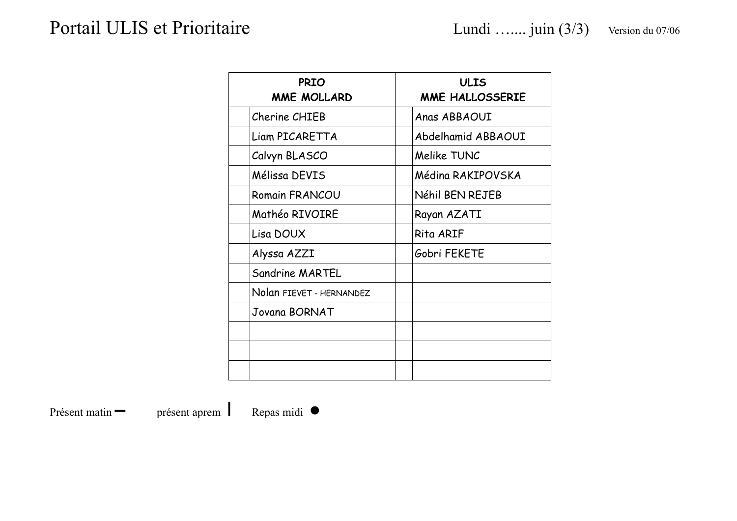# Portail ULIS et Prioritaire

Lundi …..... juin (3/3) Version du 07/06

| | PRIO<br>MME MOLLARD | | ULIS<br>MME HALLOSSERIE |
|---|---|---|---|
| | Cherine CHIEB | | Anas ABBAOUI |
| | Liam PICARETTA | | Abdelhamid ABBAOUI |
| | Calvyn BLASCO | | Melike TUNC |
| | Mélissa DEVIS | | Médina RAKIPOVSKA |
| | Romain FRANCOU | | Néhil BEN REJEB |
| | Mathéo RIVOIRE | | Rayan AZATI |
| | Lisa DOUX | | Rita ARIF |
| | Alyssa AZZI | | Gobri FEKETE |
| | Sandrine MARTEL | | |
| | Nolan FIEVET - HERNANDEZ | | |
| | Jovana BORNAT | | |
| | | | |
| | | | |
| | | | |

Présent matin – présent aprem | Repas midi ●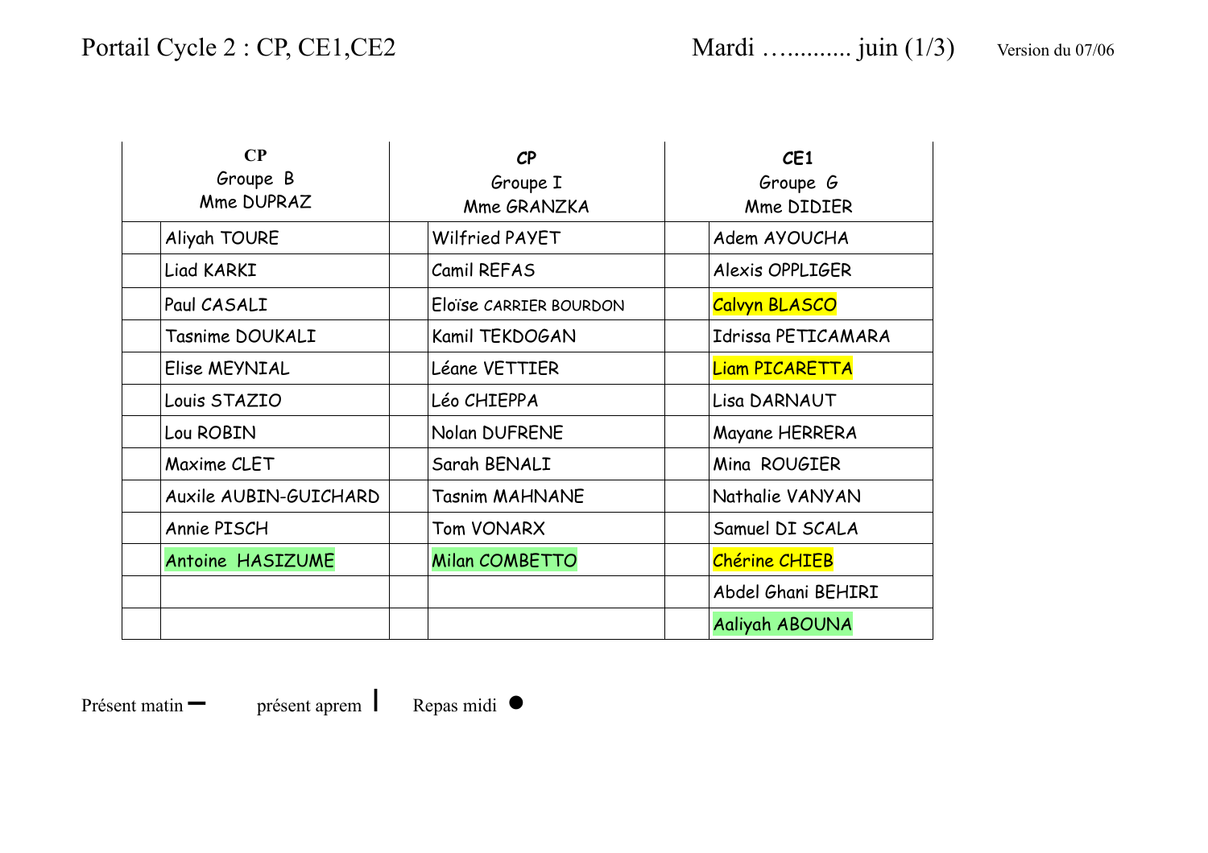Portail Cycle 2 : CP, CE1,CE2 Mardi …........ juin (1/3) Version du 07/06

| | **CP** Groupe B Mme DUPRAZ | | **CP** Groupe I Mme GRANZKA | | **CE1** Groupe G Mme DIDIER |
|---|---|---|---|---|---|
| | Aliyah TOURE | | Wilfried PAYET | | Adem AYOUCHA |
| | Liad KARKI | | Camil REFAS | | Alexis OPPLIGER |
| | Paul CASALI | | Eloïse CARRIER BOURDON | | Calvyn BLASCO |
| | Tasnime DOUKALI | | Kamil TEKDOGAN | | Idrissa PETICAMARA |
| | Elise MEYNIAL | | Léane VETTIER | | Liam PICARETTA |
| | Louis STAZIO | | Léo CHIEPPA | | Lisa DARNAUT |
| | Lou ROBIN | | Nolan DUFRENE | | Mayane HERRERA |
| | Maxime CLET | | Sarah BENALI | | Mina ROUGIER |
| | Auxile AUBIN-GUICHARD | | Tasnim MAHNANE | | Nathalie VANYAN |
| | Annie PISCH | | Tom VONARX | | Samuel DI SCALA |
| | Antoine HASIZUME | | Milan COMBETTO | | Chérine CHIEB |
| | | | | | Abdel Ghani BEHIRI |
| | | | | | Aaliyah ABOUNA |

Présent matin **–** présent aprem **|** Repas midi ●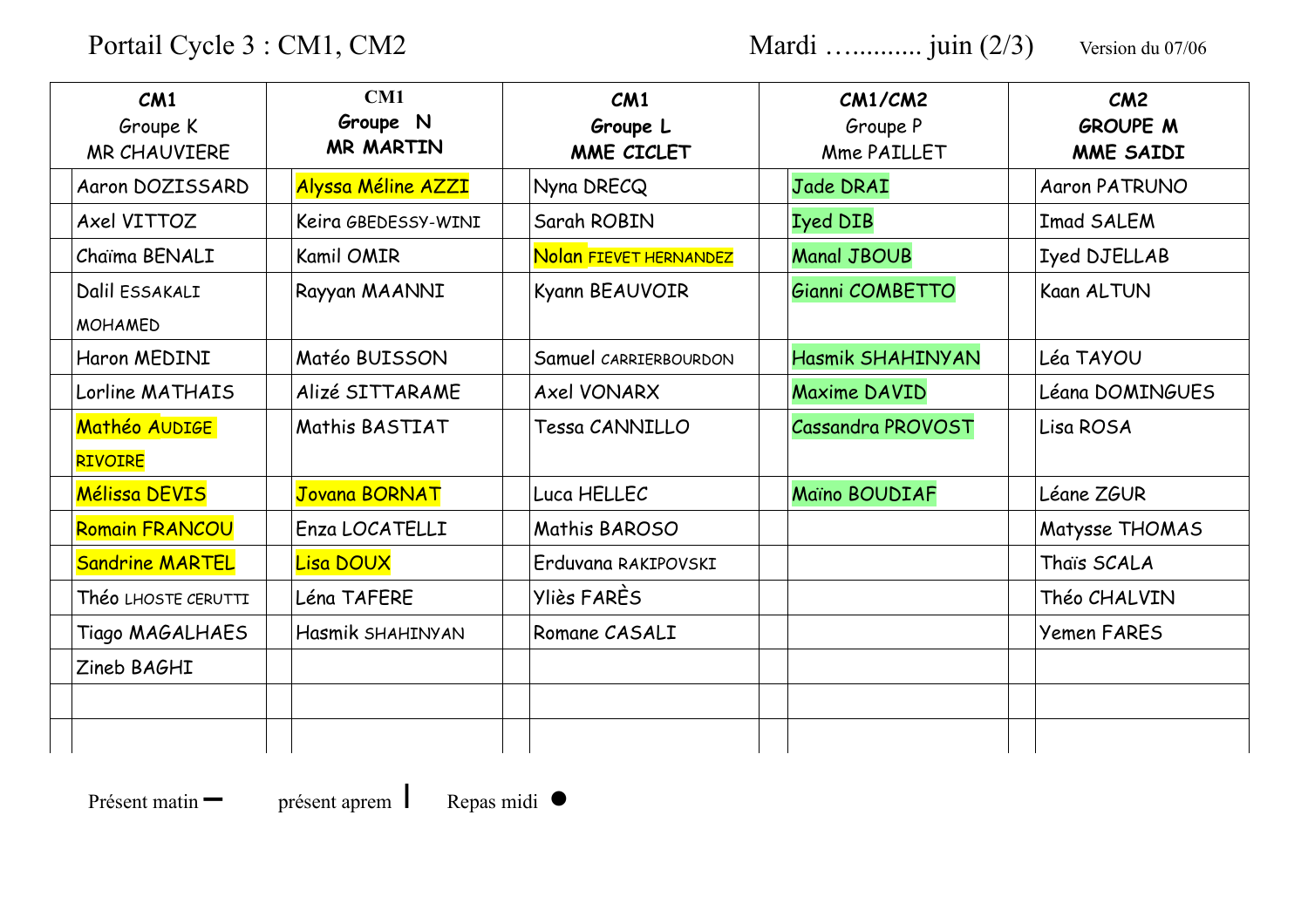Portail Cycle 3 : CM1, CM2 Mardi …......... juin (2/3) Version du 07/06

| | CM1<br>Groupe K<br>MR CHAUVIERE | | CM1<br>**Groupe N**<br>**MR MARTIN** | | **CM1**<br>**Groupe L**<br>**MME CICLET** | | CM1/CM2<br>Groupe P<br>Mme PAILLET | | **CM2**<br>**GROUPE M**<br>**MME SAIDI** |
|---|---|---|---|---|---|---|---|---|---|
| | Aaron DOZISSARD | | Alyssa Méline AZZI | | Nyna DRECQ | | Jade DRAI | | Aaron PATRUNO |
| | Axel VITTOZ | | Keira GBEDESSY-WINI | | Sarah ROBIN | | Iyed DIB | | Imad SALEM |
| | Chaïma BENALI | | Kamil OMIR | | Nolan FIEVET HERNANDEZ | | Manal JBOUB | | Iyed DJELLAB |
| | Dalil ESSAKALI MOHAMED | | Rayyan MAANNI | | Kyann BEAUVOIR | | Gianni COMBETTO | | Kaan ALTUN |
| | Haron MEDINI | | Matéo BUISSON | | Samuel CARRIERBOURDON | | Hasmik SHAHINYAN | | Léa TAYOU |
| | Lorline MATHAIS | | Alizé SITTARAME | | Axel VONARX | | Maxime DAVID | | Léana DOMINGUES |
| | Mathéo AUDIGE RIVOIRE | | Mathis BASTIAT | | Tessa CANNILLO | | Cassandra PROVOST | | Lisa ROSA |
| | Mélissa DEVIS | | Jovana BORNAT | | Luca HELLEC | | Maïno BOUDIAF | | Léane ZGUR |
| | Romain FRANCOU | | Enza LOCATELLI | | Mathis BAROSO | | | | Matysse THOMAS |
| | Sandrine MARTEL | | Lisa DOUX | | Erduvana RAKIPOVSKI | | | | Thaïs SCALA |
| | Théo LHOSTE CERUTTI | | Léna TAFERE | | Yliès FARÈS | | | | Théo CHALVIN |
| | Tiago MAGALHAES | | Hasmik SHAHINYAN | | Romane CASALI | | | | Yemen FARES |
| | Zineb BAGHI | | | | | | | | |
| | | | | | | | | | |
| | | | | | | | | | |

Présent matin ━ présent aprem ┃ Repas midi ●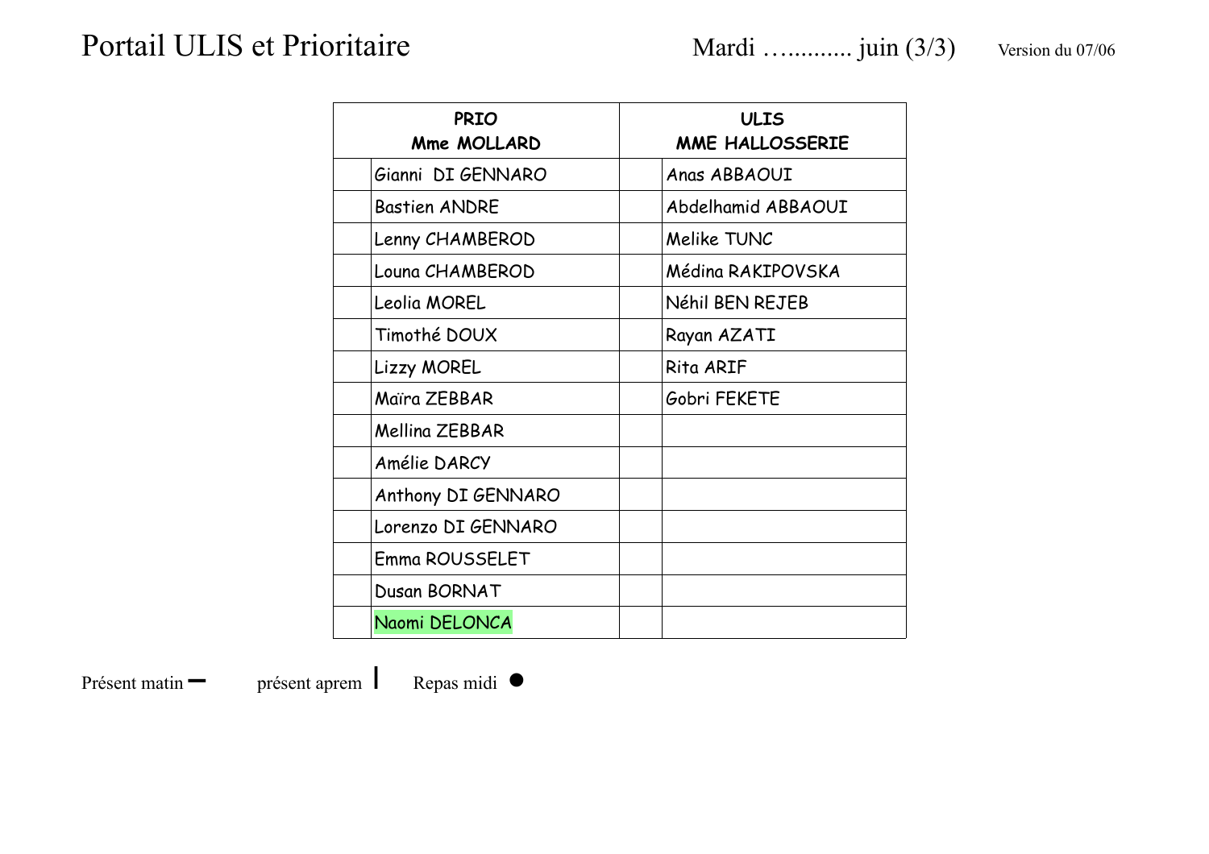# Portail ULIS et Prioritaire

Mardi …......... juin (3/3) Version du 07/06

| | PRIO Mme MOLLARD | | ULIS MME HALLOSSERIE |
|---|---|---|---|
| | Gianni DI GENNARO | | Anas ABBAOUI |
| | Bastien ANDRE | | Abdelhamid ABBAOUI |
| | Lenny CHAMBEROD | | Melike TUNC |
| | Louna CHAMBEROD | | Médina RAKIPOVSKA |
| | Leolia MOREL | | Néhil BEN REJEB |
| | Timothé DOUX | | Rayan AZATI |
| | Lizzy MOREL | | Rita ARIF |
| | Maïra ZEBBAR | | Gobri FEKETE |
| | Mellina ZEBBAR | | |
| | Amélie DARCY | | |
| | Anthony DI GENNARO | | |
| | Lorenzo DI GENNARO | | |
| | Emma ROUSSELET | | |
| | Dusan BORNAT | | |
| | Naomi DELONCA | | |

Présent matin – présent aprem | Repas midi ●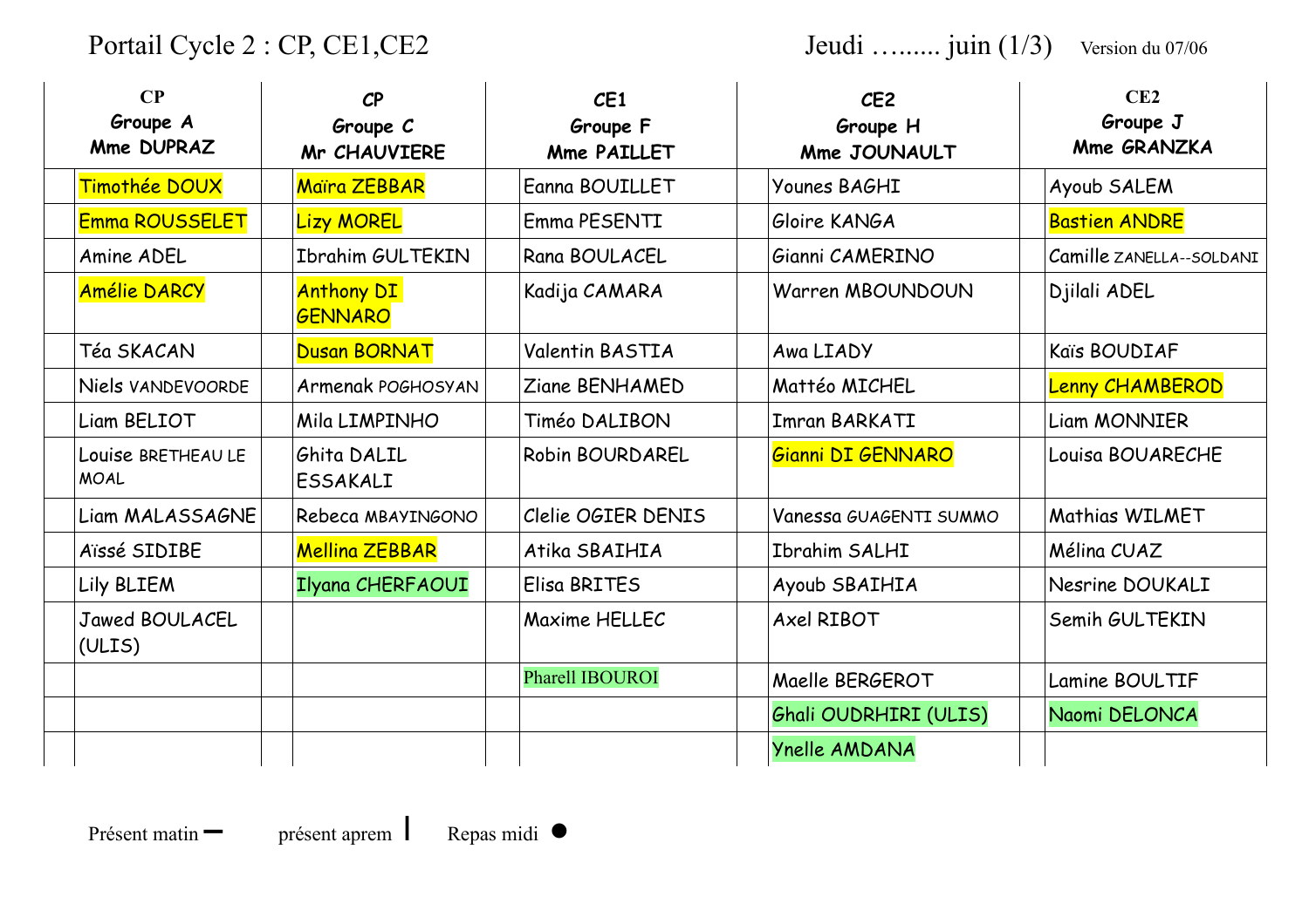Portail Cycle 2 : CP, CE1,CE2 — Jeudi …...... juin (1/3) — Version du 07/06

| | CP Groupe A Mme DUPRAZ | | CP Groupe C Mr CHAUVIERE | | CE1 Groupe F Mme PAILLET | | CE2 Groupe H Mme JOUNAULT | | CE2 Groupe J Mme GRANZKA |
|---|---|---|---|---|---|---|---|---|---|
| | Timothée DOUX | | Maïra ZEBBAR | | Eanna BOUILLET | | Younes BAGHI | | Ayoub SALEM |
| | Emma ROUSSELET | | Lizy MOREL | | Emma PESENTI | | Gloire KANGA | | Bastien ANDRE |
| | Amine ADEL | | Ibrahim GULTEKIN | | Rana BOULACEL | | Gianni CAMERINO | | Camille ZANELLA--SOLDANI |
| | Amélie DARCY | | Anthony DI GENNARO | | Kadija CAMARA | | Warren MBOUNDOUN | | Djilali ADEL |
| | Téa SKACAN | | Dusan BORNAT | | Valentin BASTIA | | Awa LIADY | | Kaïs BOUDIAF |
| | Niels VANDEVOORDE | | Armenak POGHOSYAN | | Ziane BENHAMED | | Mattéo MICHEL | | Lenny CHAMBEROD |
| | Liam BELIOT | | Mila LIMPINHO | | Timéo DALIBON | | Imran BARKATI | | Liam MONNIER |
| | Louise BRETHEAU LE MOAL | | Ghita DALIL ESSAKALI | | Robin BOURDAREL | | Gianni DI GENNARO | | Louisa BOUARECHE |
| | Liam MALASSAGNE | | Rebeca MBAYINGONO | | Clelie OGIER DENIS | | Vanessa GUAGENTI SUMMO | | Mathias WILMET |
| | Aïssé SIDIBE | | Mellina ZEBBAR | | Atika SBAIHIA | | Ibrahim SALHI | | Mélina CUAZ |
| | Lily BLIEM | | Ilyana CHERFAOUI | | Elisa BRITES | | Ayoub SBAIHIA | | Nesrine DOUKALI |
| | Jawed BOULACEL (ULIS) | | | | Maxime HELLEC | | Axel RIBOT | | Semih GULTEKIN |
| | | | | | Pharell IBOUROI | | Maelle BERGEROT | | Lamine BOULTIF |
| | | | | | | | Ghali OUDRHIRI (ULIS) | | Naomi DELONCA |
| | | | | | | | Ynelle AMDANA | | |

Présent matin **–** présent aprem **|** Repas midi ●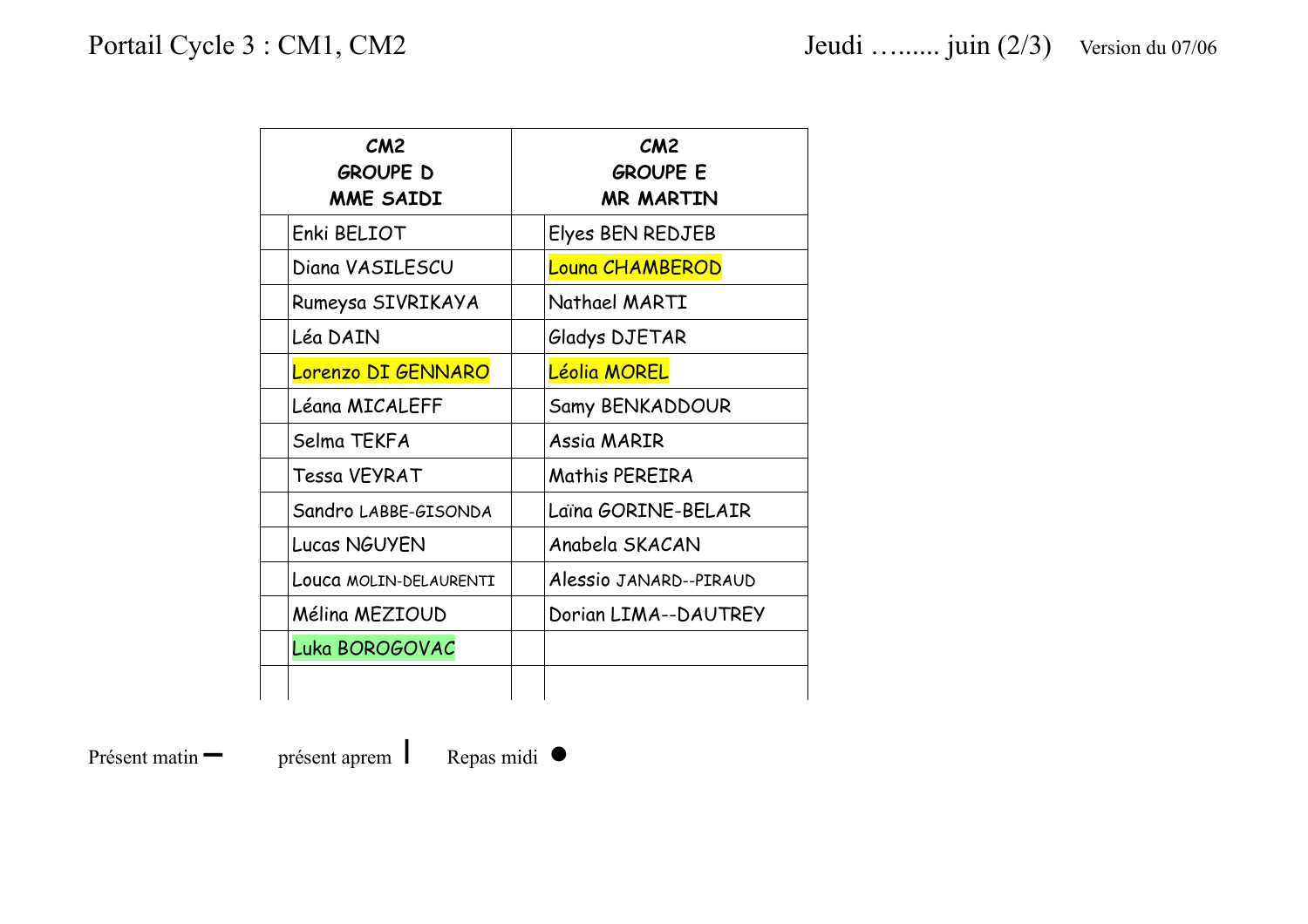Portail Cycle 3 : CM1, CM2

Jeudi …...... juin (2/3) Version du 07/06

| | CM2 GROUPE D MME SAIDI | | CM2 GROUPE E MR MARTIN |
|---|---|---|---|
| | Enki BELIOT | | Elyes BEN REDJEB |
| | Diana VASILESCU | | Louna CHAMBEROD |
| | Rumeysa SIVRIKAYA | | Nathael MARTI |
| | Léa DAIN | | Gladys DJETAR |
| | Lorenzo DI GENNARO | | Léolia MOREL |
| | Léana MICALEFF | | Samy BENKADDOUR |
| | Selma TEKFA | | Assia MARIR |
| | Tessa VEYRAT | | Mathis PEREIRA |
| | Sandro LABBE-GISONDA | | Laïna GORINE-BELAIR |
| | Lucas NGUYEN | | Anabela SKACAN |
| | Louca MOLIN-DELAURENTI | | Alessio JANARD--PIRAUD |
| | Mélina MEZIOUD | | Dorian LIMA--DAUTREY |
| | Luka BOROGOVAC | | |
| | | | |

Présent matin ━ présent aprem ┃ Repas midi ●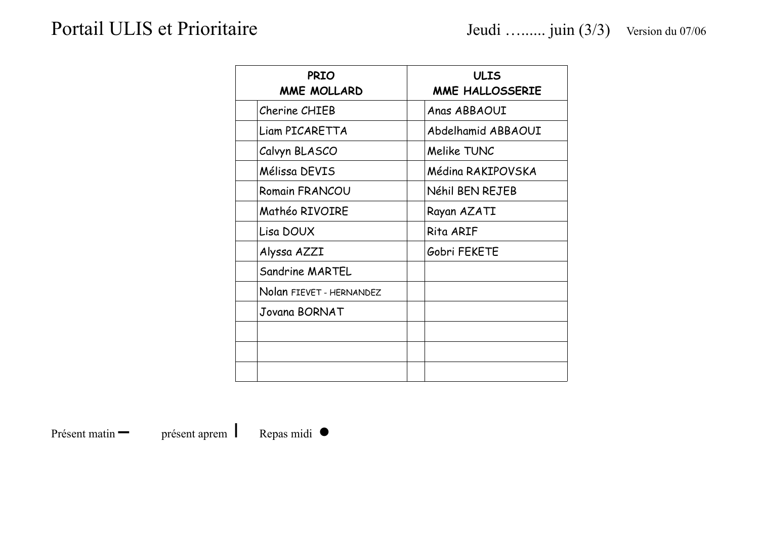# Portail ULIS et Prioritaire

Jeudi …...... juin (3/3) Version du 07/06

| | PRIO<br>MME MOLLARD | | ULIS<br>MME HALLOSSERIE |
|---|---|---|---|
| | Cherine CHIEB | | Anas ABBAOUI |
| | Liam PICARETTA | | Abdelhamid ABBAOUI |
| | Calvyn BLASCO | | Melike TUNC |
| | Mélissa DEVIS | | Médina RAKIPOVSKA |
| | Romain FRANCOU | | Néhil BEN REJEB |
| | Mathéo RIVOIRE | | Rayan AZATI |
| | Lisa DOUX | | Rita ARIF |
| | Alyssa AZZI | | Gobri FEKETE |
| | Sandrine MARTEL | | |
| | Nolan FIEVET - HERNANDEZ | | |
| | Jovana BORNAT | | |
| | | | |
| | | | |
| | | | |

Présent matin – présent aprem | Repas midi ●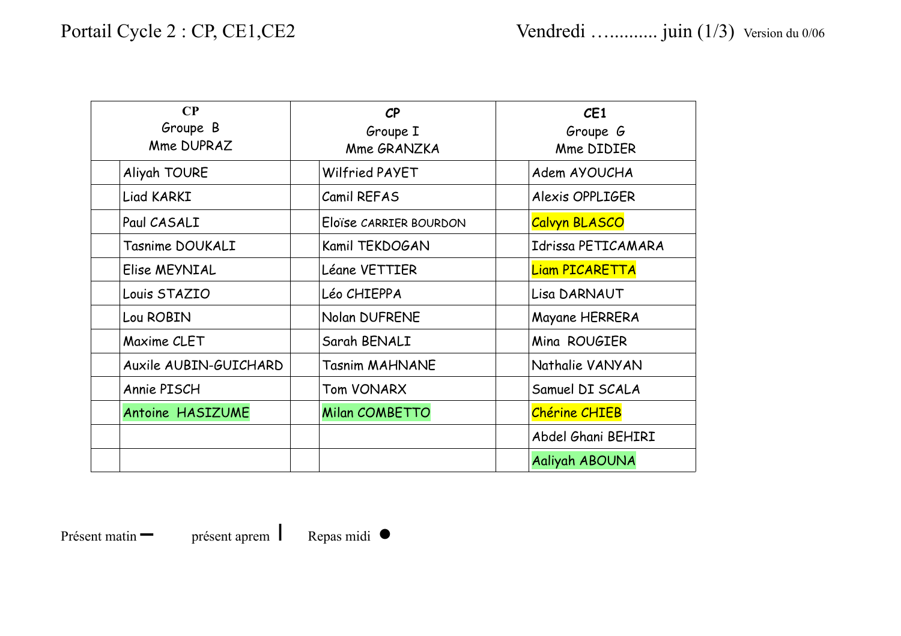Portail Cycle 2 : CP, CE1,CE2 — Vendredi …......... juin (1/3) Version du 0/06

| | CP Groupe B Mme DUPRAZ | | CP Groupe I Mme GRANZKA | | CE1 Groupe G Mme DIDIER |
|---|---|---|---|---|---|
| | Aliyah TOURE | | Wilfried PAYET | | Adem AYOUCHA |
| | Liad KARKI | | Camil REFAS | | Alexis OPPLIGER |
| | Paul CASALI | | Eloïse CARRIER BOURDON | | Calvyn BLASCO |
| | Tasnime DOUKALI | | Kamil TEKDOGAN | | Idrissa PETICAMARA |
| | Elise MEYNIAL | | Léane VETTIER | | Liam PICARETTA |
| | Louis STAZIO | | Léo CHIEPPA | | Lisa DARNAUT |
| | Lou ROBIN | | Nolan DUFRENE | | Mayane HERRERA |
| | Maxime CLET | | Sarah BENALI | | Mina ROUGIER |
| | Auxile AUBIN-GUICHARD | | Tasnim MAHNANE | | Nathalie VANYAN |
| | Annie PISCH | | Tom VONARX | | Samuel DI SCALA |
| | Antoine HASIZUME | | Milan COMBETTO | | Chérine CHIEB |
| | | | | | Abdel Ghani BEHIRI |
| | | | | | Aaliyah ABOUNA |

Présent matin **–** présent aprem **|** Repas midi ●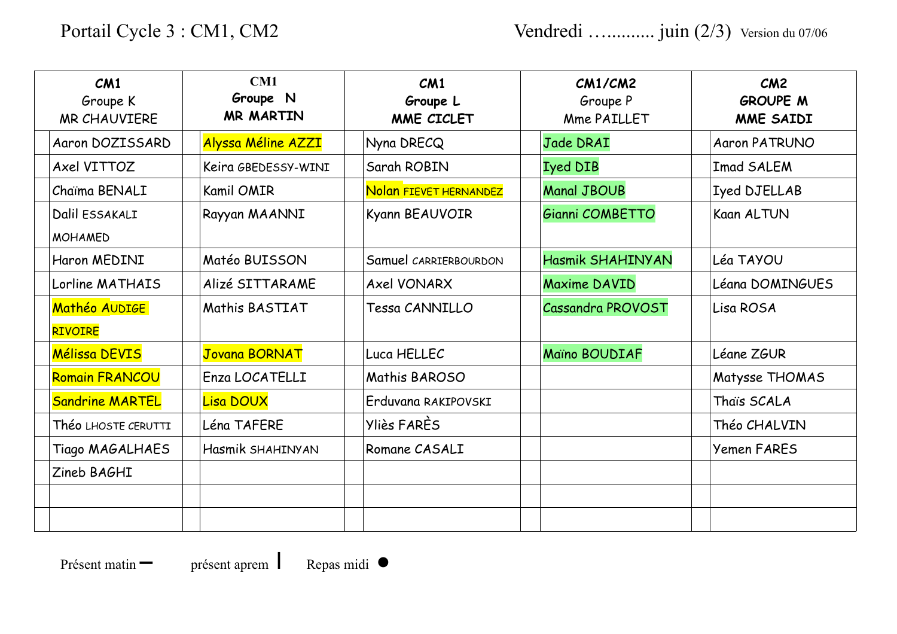Portail Cycle 3 : CM1, CM2 Vendredi …......... juin (2/3) Version du 07/06

| CM1 Groupe K MR CHAUVIERE | CM1 Groupe N MR MARTIN | CM1 Groupe L MME CICLET | CM1/CM2 Groupe P Mme PAILLET | CM2 GROUPE M MME SAIDI |
|---|---|---|---|---|
| Aaron DOZISSARD | Alyssa Méline AZZI | Nyna DRECQ | Jade DRAI | Aaron PATRUNO |
| Axel VITTOZ | Keira GBEDESSY-WINI | Sarah ROBIN | Iyed DIB | Imad SALEM |
| Chaïma BENALI | Kamil OMIR | Nolan FIEVET HERNANDEZ | Manal JBOUB | Iyed DJELLAB |
| Dalil ESSAKALI MOHAMED | Rayyan MAANNI | Kyann BEAUVOIR | Gianni COMBETTO | Kaan ALTUN |
| Haron MEDINI | Matéo BUISSON | Samuel CARRIERBOURDON | Hasmik SHAHINYAN | Léa TAYOU |
| Lorline MATHAIS | Alizé SITTARAME | Axel VONARX | Maxime DAVID | Léana DOMINGUES |
| Mathéo AUDIGE RIVOIRE | Mathis BASTIAT | Tessa CANNILLO | Cassandra PROVOST | Lisa ROSA |
| Mélissa DEVIS | Jovana BORNAT | Luca HELLEC | Maïno BOUDIAF | Léane ZGUR |
| Romain FRANCOU | Enza LOCATELLI | Mathis BAROSO | | Matysse THOMAS |
| Sandrine MARTEL | Lisa DOUX | Erduvana RAKIPOVSKI | | Thaïs SCALA |
| Théo LHOSTE CERUTTI | Léna TAFERE | Yliès FARÈS | | Théo CHALVIN |
| Tiago MAGALHAES | Hasmik SHAHINYAN | Romane CASALI | | Yemen FARES |
| Zineb BAGHI | | | | |
| | | | | |
| | | | | |

Présent matin ━ présent aprem ┃ Repas midi ●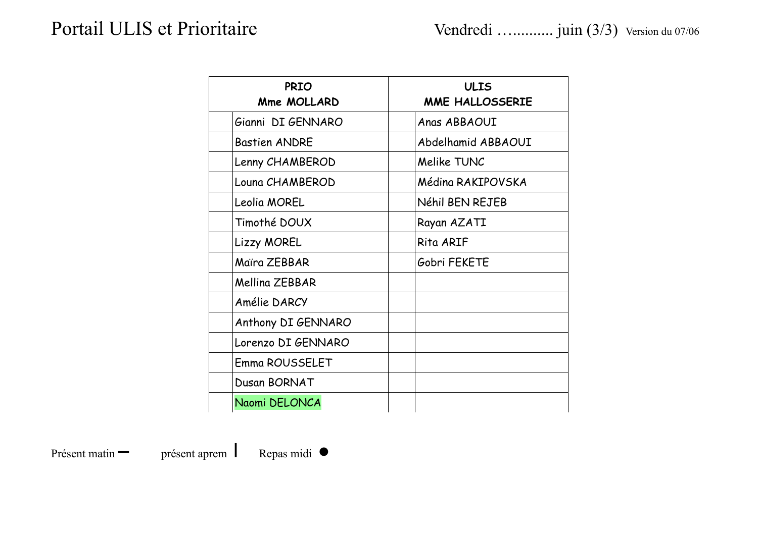# Portail ULIS et Prioritaire

Vendredi …......... juin (3/3) Version du 07/06

| | PRIO<br>Mme MOLLARD | | ULIS<br>MME HALLOSSERIE |
|---|---|---|---|
| | Gianni DI GENNARO | | Anas ABBAOUI |
| | Bastien ANDRE | | Abdelhamid ABBAOUI |
| | Lenny CHAMBEROD | | Melike TUNC |
| | Louna CHAMBEROD | | Médina RAKIPOVSKA |
| | Leolia MOREL | | Néhil BEN REJEB |
| | Timothé DOUX | | Rayan AZATI |
| | Lizzy MOREL | | Rita ARIF |
| | Maïra ZEBBAR | | Gobri FEKETE |
| | Mellina ZEBBAR | | |
| | Amélie DARCY | | |
| | Anthony DI GENNARO | | |
| | Lorenzo DI GENNARO | | |
| | Emma ROUSSELET | | |
| | Dusan BORNAT | | |
| | Naomi DELONCA | | |

Présent matin – présent aprem | Repas midi ●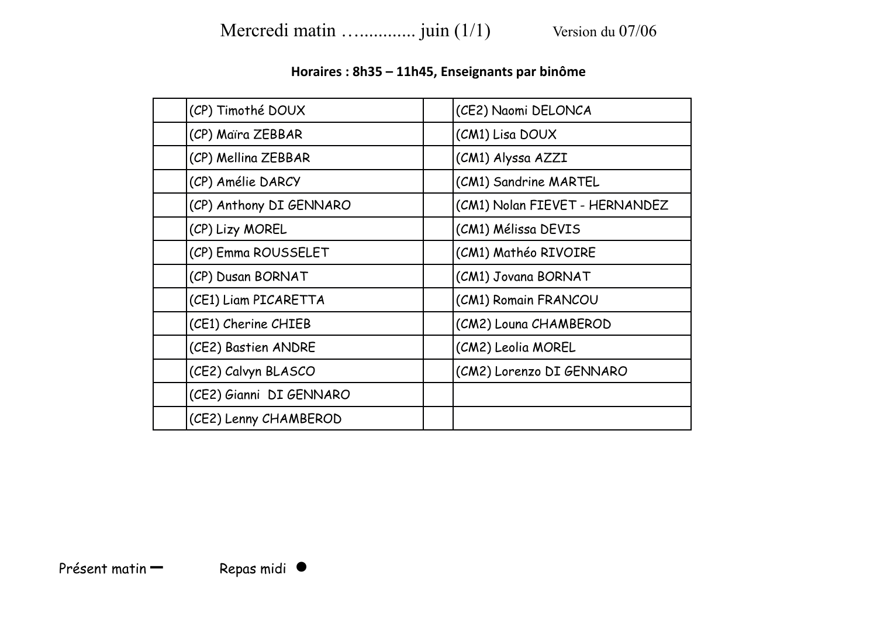# Mercredi matin …............ juin (1/1) Version du 07/06

**Horaires : 8h35 – 11h45, Enseignants par binôme**

| | | | |
|---|---|---|---|
| | (CP) Timothé DOUX | | (CE2) Naomi DELONCA |
| | (CP) Maïra ZEBBAR | | (CM1) Lisa DOUX |
| | (CP) Mellina ZEBBAR | | (CM1) Alyssa AZZI |
| | (CP) Amélie DARCY | | (CM1) Sandrine MARTEL |
| | (CP) Anthony DI GENNARO | | (CM1) Nolan FIEVET - HERNANDEZ |
| | (CP) Lizy MOREL | | (CM1) Mélissa DEVIS |
| | (CP) Emma ROUSSELET | | (CM1) Mathéo RIVOIRE |
| | (CP) Dusan BORNAT | | (CM1) Jovana BORNAT |
| | (CE1) Liam PICARETTA | | (CM1) Romain FRANCOU |
| | (CE1) Cherine CHIEB | | (CM2) Louna CHAMBEROD |
| | (CE2) Bastien ANDRE | | (CM2) Leolia MOREL |
| | (CE2) Calvyn BLASCO | | (CM2) Lorenzo DI GENNARO |
| | (CE2) Gianni DI GENNARO | | |
| | (CE2) Lenny CHAMBEROD | | |

Présent matin — Repas midi ●